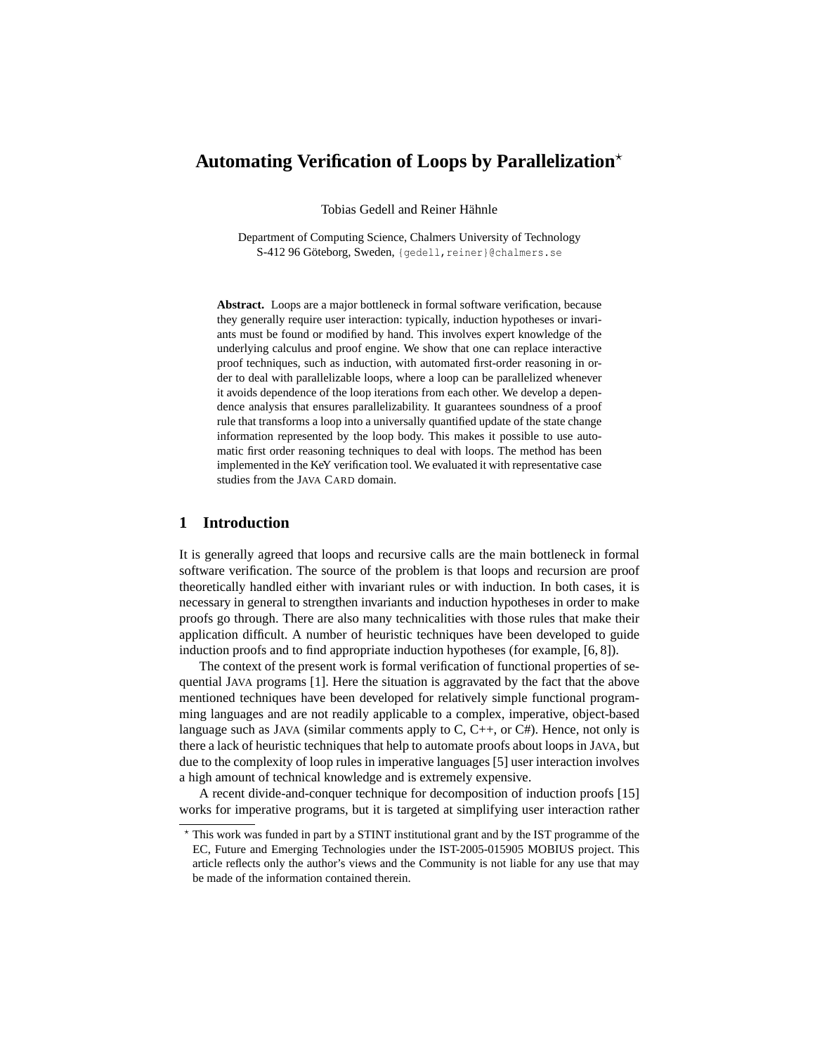# Automating Verification of Loops by Parallelization*

Tobias Gedell and Reiner Hähnle

Department of Computing Science, Chalmers University of Technology
S-412 96 Göteborg, Sweden, {gedell,reiner}@chalmers.se

**Abstract.** Loops are a major bottleneck in formal software verification, because they generally require user interaction: typically, induction hypotheses or invariants must be found or modified by hand. This involves expert knowledge of the underlying calculus and proof engine. We show that one can replace interactive proof techniques, such as induction, with automated first-order reasoning in order to deal with parallelizable loops, where a loop can be parallelized whenever it avoids dependence of the loop iterations from each other. We develop a dependence analysis that ensures parallelizability. It guarantees soundness of a proof rule that transforms a loop into a universally quantified update of the state change information represented by the loop body. This makes it possible to use automatic first order reasoning techniques to deal with loops. The method has been implemented in the KeY verification tool. We evaluated it with representative case studies from the JAVA CARD domain.

## 1 Introduction

It is generally agreed that loops and recursive calls are the main bottleneck in formal software verification. The source of the problem is that loops and recursion are proof theoretically handled either with invariant rules or with induction. In both cases, it is necessary in general to strengthen invariants and induction hypotheses in order to make proofs go through. There are also many technicalities with those rules that make their application difficult. A number of heuristic techniques have been developed to guide induction proofs and to find appropriate induction hypotheses (for example, [6, 8]).

The context of the present work is formal verification of functional properties of sequential JAVA programs [1]. Here the situation is aggravated by the fact that the above mentioned techniques have been developed for relatively simple functional programming languages and are not readily applicable to a complex, imperative, object-based language such as JAVA (similar comments apply to C, C++, or C#). Hence, not only is there a lack of heuristic techniques that help to automate proofs about loops in JAVA, but due to the complexity of loop rules in imperative languages [5] user interaction involves a high amount of technical knowledge and is extremely expensive.

A recent divide-and-conquer technique for decomposition of induction proofs [15] works for imperative programs, but it is targeted at simplifying user interaction rather

---

* This work was funded in part by a STINT institutional grant and by the IST programme of the EC, Future and Emerging Technologies under the IST-2005-015905 MOBIUS project. This article reflects only the author's views and the Community is not liable for any use that may be made of the information contained therein.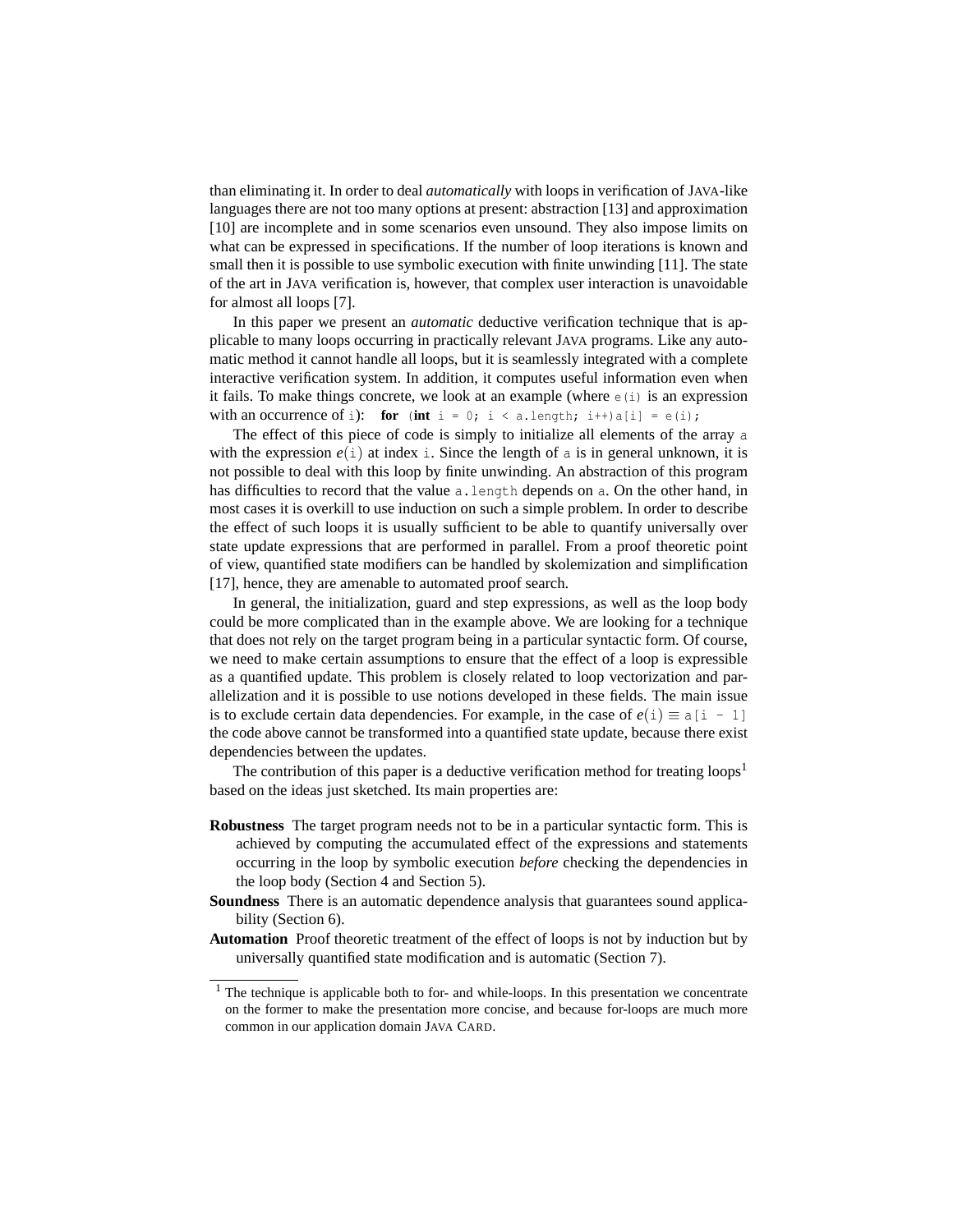than eliminating it. In order to deal *automatically* with loops in verification of JAVA-like languages there are not too many options at present: abstraction [13] and approximation [10] are incomplete and in some scenarios even unsound. They also impose limits on what can be expressed in specifications. If the number of loop iterations is known and small then it is possible to use symbolic execution with finite unwinding [11]. The state of the art in JAVA verification is, however, that complex user interaction is unavoidable for almost all loops [7].

In this paper we present an *automatic* deductive verification technique that is applicable to many loops occurring in practically relevant JAVA programs. Like any automatic method it cannot handle all loops, but it is seamlessly integrated with a complete interactive verification system. In addition, it computes useful information even when it fails. To make things concrete, we look at an example (where `e(i)` is an expression with an occurrence of `i`): `for (int i = 0; i < a.length; i++)a[i] = e(i);`

The effect of this piece of code is simply to initialize all elements of the array `a` with the expression $e$(`i`) at index `i`. Since the length of `a` is in general unknown, it is not possible to deal with this loop by finite unwinding. An abstraction of this program has difficulties to record that the value `a.length` depends on `a`. On the other hand, in most cases it is overkill to use induction on such a simple problem. In order to describe the effect of such loops it is usually sufficient to be able to quantify universally over state update expressions that are performed in parallel. From a proof theoretic point of view, quantified state modifiers can be handled by skolemization and simplification [17], hence, they are amenable to automated proof search.

In general, the initialization, guard and step expressions, as well as the loop body could be more complicated than in the example above. We are looking for a technique that does not rely on the target program being in a particular syntactic form. Of course, we need to make certain assumptions to ensure that the effect of a loop is expressible as a quantified update. This problem is closely related to loop vectorization and parallelization and it is possible to use notions developed in these fields. The main issue is to exclude certain data dependencies. For example, in the case of $e$(`i`) $\equiv$ `a[i - 1]` the code above cannot be transformed into a quantified state update, because there exist dependencies between the updates.

The contribution of this paper is a deductive verification method for treating loops[1] based on the ideas just sketched. Its main properties are:

- **Robustness** The target program needs not to be in a particular syntactic form. This is achieved by computing the accumulated effect of the expressions and statements occurring in the loop by symbolic execution *before* checking the dependencies in the loop body (Section 4 and Section 5).
- **Soundness** There is an automatic dependence analysis that guarantees sound applicability (Section 6).
- **Automation** Proof theoretic treatment of the effect of loops is not by induction but by universally quantified state modification and is automatic (Section 7).

[1] The technique is applicable both to for- and while-loops. In this presentation we concentrate on the former to make the presentation more concise, and because for-loops are much more common in our application domain JAVA CARD.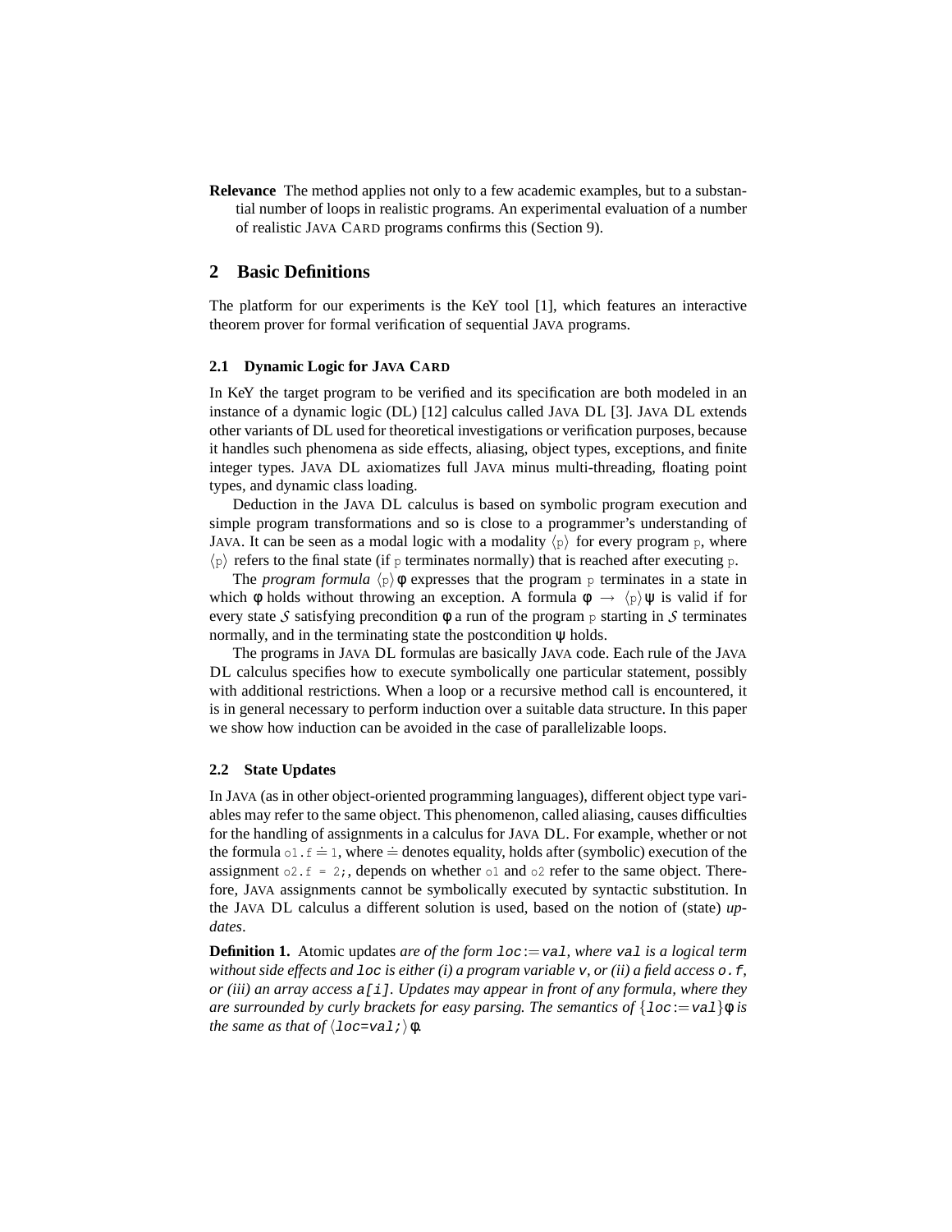**Relevance** The method applies not only to a few academic examples, but to a substantial number of loops in realistic programs. An experimental evaluation of a number of realistic JAVA CARD programs confirms this (Section 9).

## 2 Basic Definitions

The platform for our experiments is the KeY tool [1], which features an interactive theorem prover for formal verification of sequential JAVA programs.

### 2.1 Dynamic Logic for JAVA CARD

In KeY the target program to be verified and its specification are both modeled in an instance of a dynamic logic (DL) [12] calculus called JAVA DL [3]. JAVA DL extends other variants of DL used for theoretical investigations or verification purposes, because it handles such phenomena as side effects, aliasing, object types, exceptions, and finite integer types. JAVA DL axiomatizes full JAVA minus multi-threading, floating point types, and dynamic class loading.

Deduction in the JAVA DL calculus is based on symbolic program execution and simple program transformations and so is close to a programmer's understanding of JAVA. It can be seen as a modal logic with a modality $\langle \mathtt{p} \rangle$ for every program `p`, where $\langle \mathtt{p} \rangle$ refers to the final state (if `p` terminates normally) that is reached after executing `p`.

The *program formula* $\langle \mathtt{p} \rangle \phi$ expresses that the program `p` terminates in a state in which $\phi$ holds without throwing an exception. A formula $\phi \rightarrow \langle \mathtt{p} \rangle \psi$ is valid if for every state $\mathcal{S}$ satisfying precondition $\phi$ a run of the program `p` starting in $\mathcal{S}$ terminates normally, and in the terminating state the postcondition $\psi$ holds.

The programs in JAVA DL formulas are basically JAVA code. Each rule of the JAVA DL calculus specifies how to execute symbolically one particular statement, possibly with additional restrictions. When a loop or a recursive method call is encountered, it is in general necessary to perform induction over a suitable data structure. In this paper we show how induction can be avoided in the case of parallelizable loops.

### 2.2 State Updates

In JAVA (as in other object-oriented programming languages), different object type variables may refer to the same object. This phenomenon, called aliasing, causes difficulties for the handling of assignments in a calculus for JAVA DL. For example, whether or not the formula $\mathtt{o1.f} \doteq \mathtt{1}$, where $\doteq$ denotes equality, holds after (symbolic) execution of the assignment `o2.f = 2;`, depends on whether `o1` and `o2` refer to the same object. Therefore, JAVA assignments cannot be symbolically executed by syntactic substitution. In the JAVA DL calculus a different solution is used, based on the notion of (state) *updates*.

**Definition 1.** Atomic updates *are of the form* $\mathtt{loc} := \mathtt{val}$*, where* `val` *is a logical term without side effects and* `loc` *is either (i) a program variable* `v`*, or (ii) a field access* `o.f`*, or (iii) an array access* `a[i]`*. Updates may appear in front of any formula, where they are surrounded by curly brackets for easy parsing. The semantics of* $\{\mathtt{loc} := \mathtt{val}\}\phi$ *is the same as that of* $\langle \mathtt{loc=val;} \rangle \phi$*.*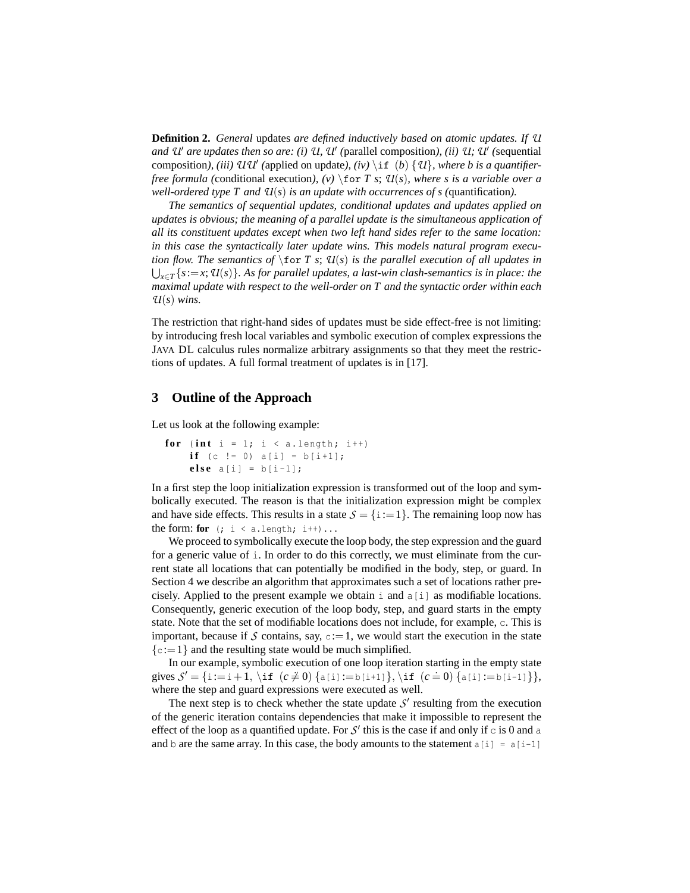**Definition 2.** *General* updates *are defined inductively based on atomic updates. If $\mathcal{U}$ and $\mathcal{U}'$ are updates then so are: (i) $\mathcal{U}, \mathcal{U}'$ (*parallel composition*), (ii) $\mathcal{U}; \mathcal{U}'$ (*sequential composition*), (iii) $\mathcal{U}\mathcal{U}'$ (*applied on update*), (iv) $\backslash\texttt{if}\ (b)\ \{\mathcal{U}\}$, where $b$ is a quantifier-free formula (*conditional execution*), (v) $\backslash\texttt{for}\ T\ s;\ \mathcal{U}(s)$, where $s$ is a variable over a well-ordered type $T$ and $\mathcal{U}(s)$ is an update with occurrences of $s$ (*quantification*).*

*The semantics of sequential updates, conditional updates and updates applied on updates is obvious; the meaning of a parallel update is the simultaneous application of all its constituent updates except when two left hand sides refer to the same location: in this case the syntactically later update wins. This models natural program execution flow. The semantics of $\backslash\texttt{for}\ T\ s;\ \mathcal{U}(s)$ is the parallel execution of all updates in $\bigcup_{x \in T}\{s := x; \mathcal{U}(s)\}$. As for parallel updates, a last-win clash-semantics is in place: the maximal update with respect to the well-order on $T$ and the syntactic order within each $\mathcal{U}(s)$ wins.*

The restriction that right-hand sides of updates must be side effect-free is not limiting: by introducing fresh local variables and symbolic execution of complex expressions the JAVA DL calculus rules normalize arbitrary assignments so that they meet the restrictions of updates. A full formal treatment of updates is in [17].

## 3 Outline of the Approach

Let us look at the following example:

```
for (int i = 1; i < a.length; i++)
    if (c != 0) a[i] = b[i+1];
    else a[i] = b[i-1];
```

In a first step the loop initialization expression is transformed out of the loop and symbolically executed. The reason is that the initialization expression might be complex and have side effects. This results in a state $\mathcal{S} = \{\texttt{i} := 1\}$. The remaining loop now has the form: **for** `(; i < a.length; i++)...`

We proceed to symbolically execute the loop body, the step expression and the guard for a generic value of `i`. In order to do this correctly, we must eliminate from the current state all locations that can potentially be modified in the body, step, or guard. In Section 4 we describe an algorithm that approximates such a set of locations rather precisely. Applied to the present example we obtain `i` and `a[i]` as modifiable locations. Consequently, generic execution of the loop body, step, and guard starts in the empty state. Note that the set of modifiable locations does not include, for example, `c`. This is important, because if $\mathcal{S}$ contains, say, $\texttt{c} := 1$, we would start the execution in the state $\{\texttt{c} := 1\}$ and the resulting state would be much simplified.

In our example, symbolic execution of one loop iteration starting in the empty state gives $\mathcal{S}' = \{\texttt{i} := \texttt{i} + 1,\ \backslash\texttt{if}\ (c \neq 0)\ \{\texttt{a[i]} := \texttt{b[i+1]}\},\ \backslash\texttt{if}\ (c \doteq 0)\ \{\texttt{a[i]} := \texttt{b[i-1]}\}\}$, where the step and guard expressions were executed as well.

The next step is to check whether the state update $\mathcal{S}'$ resulting from the execution of the generic iteration contains dependencies that make it impossible to represent the effect of the loop as a quantified update. For $\mathcal{S}'$ this is the case if and only if `c` is 0 and `a` and `b` are the same array. In this case, the body amounts to the statement `a[i] = a[i-1]`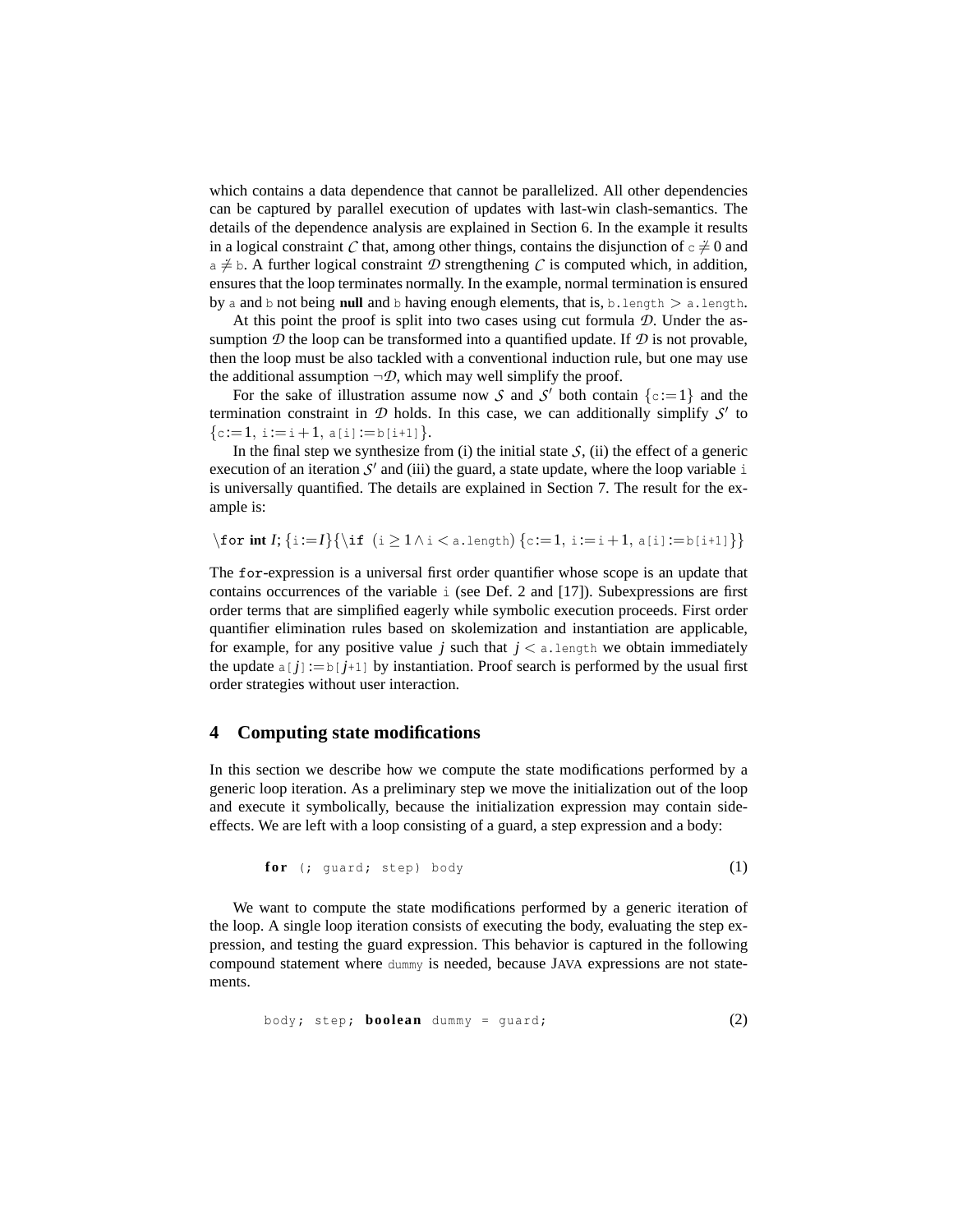which contains a data dependence that cannot be parallelized. All other dependencies can be captured by parallel execution of updates with last-win clash-semantics. The details of the dependence analysis are explained in Section 6. In the example it results in a logical constraint $\mathcal{C}$ that, among other things, contains the disjunction of $\texttt{c} \not\doteq 0$ and $\texttt{a} \not\doteq \texttt{b}$. A further logical constraint $\mathcal{D}$ strengthening $\mathcal{C}$ is computed which, in addition, ensures that the loop terminates normally. In the example, normal termination is ensured by a and b not being **null** and b having enough elements, that is, $\texttt{b.length} > \texttt{a.length}$.

At this point the proof is split into two cases using cut formula $\mathcal{D}$. Under the assumption $\mathcal{D}$ the loop can be transformed into a quantified update. If $\mathcal{D}$ is not provable, then the loop must be also tackled with a conventional induction rule, but one may use the additional assumption $\neg\mathcal{D}$, which may well simplify the proof.

For the sake of illustration assume now $\mathcal{S}$ and $\mathcal{S}'$ both contain $\{\texttt{c} := 1\}$ and the termination constraint in $\mathcal{D}$ holds. In this case, we can additionally simplify $\mathcal{S}'$ to $\{\texttt{c} := 1,\ \texttt{i} := \texttt{i} + 1,\ \texttt{a[i]} := \texttt{b[i+1]}\}$.

In the final step we synthesize from (i) the initial state $\mathcal{S}$, (ii) the effect of a generic execution of an iteration $\mathcal{S}'$ and (iii) the guard, a state update, where the loop variable i is universally quantified. The details are explained in Section 7. The result for the example is:

$$\backslash\texttt{for}\ \textbf{int}\ I; \{\texttt{i} := I\}\{\backslash\texttt{if}\ (\texttt{i} \geq 1 \wedge \texttt{i} < \texttt{a.length})\ \{\texttt{c} := 1,\ \texttt{i} := \texttt{i} + 1,\ \texttt{a[i]} := \texttt{b[i+1]}\}\}$$

The for-expression is a universal first order quantifier whose scope is an update that contains occurrences of the variable i (see Def. 2 and [17]). Subexpressions are first order terms that are simplified eagerly while symbolic execution proceeds. First order quantifier elimination rules based on skolemization and instantiation are applicable, for example, for any positive value $j$ such that $j < \texttt{a.length}$ we obtain immediately the update $\texttt{a[}j\texttt{]} := \texttt{b[}j\texttt{+1]}$ by instantiation. Proof search is performed by the usual first order strategies without user interaction.

## 4 Computing state modifications

In this section we describe how we compute the state modifications performed by a generic loop iteration. As a preliminary step we move the initialization out of the loop and execute it symbolically, because the initialization expression may contain side-effects. We are left with a loop consisting of a guard, a step expression and a body:

```
for (; guard; step) body                                    (1)
```

We want to compute the state modifications performed by a generic iteration of the loop. A single loop iteration consists of executing the body, evaluating the step expression, and testing the guard expression. This behavior is captured in the following compound statement where dummy is needed, because JAVA expressions are not statements.

```
body; step; boolean dummy = guard;                          (2)
```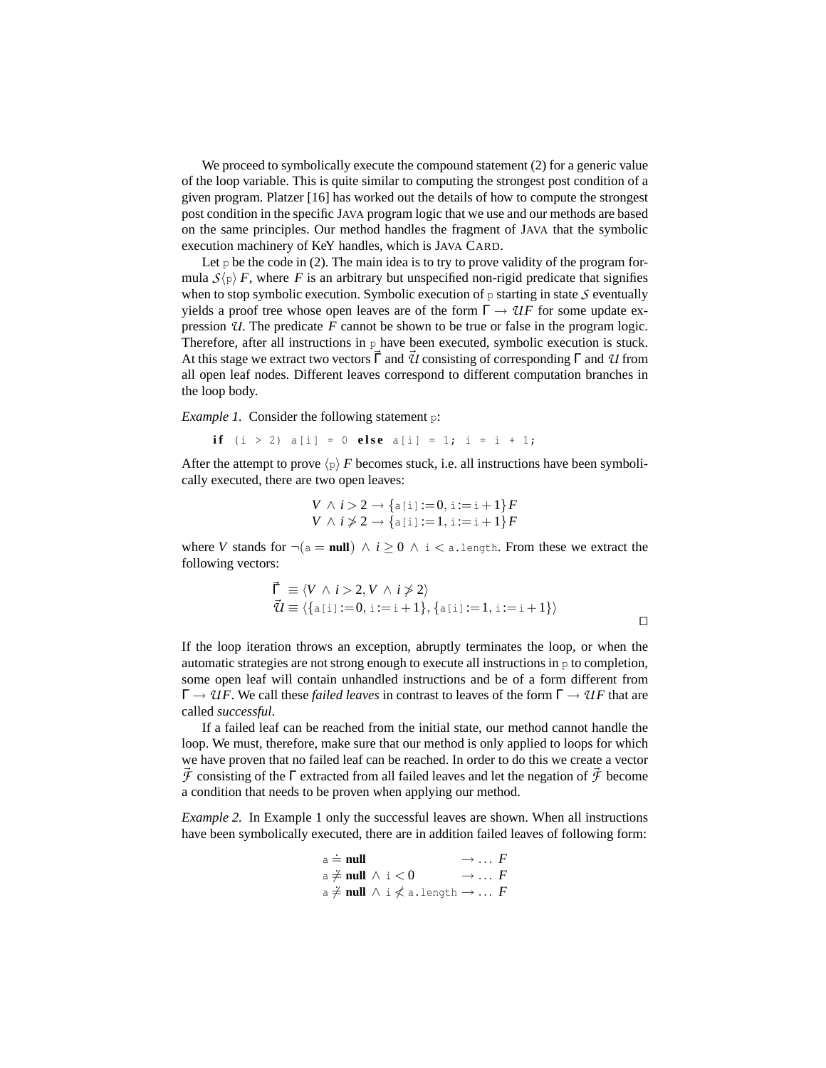We proceed to symbolically execute the compound statement (2) for a generic value of the loop variable. This is quite similar to computing the strongest post condition of a given program. Platzer [16] has worked out the details of how to compute the strongest post condition in the specific JAVA program logic that we use and our methods are based on the same principles. Our method handles the fragment of JAVA that the symbolic execution machinery of KeY handles, which is JAVA CARD.

Let p be the code in (2). The main idea is to try to prove validity of the program formula $\mathcal{S}\langle \texttt{p} \rangle F$, where $F$ is an arbitrary but unspecified non-rigid predicate that signifies when to stop symbolic execution. Symbolic execution of p starting in state $\mathcal{S}$ eventually yields a proof tree whose open leaves are of the form $\Gamma \rightarrow \mathcal{U}F$ for some update expression $\mathcal{U}$. The predicate $F$ cannot be shown to be true or false in the program logic. Therefore, after all instructions in p have been executed, symbolic execution is stuck. At this stage we extract two vectors $\vec{\Gamma}$ and $\vec{\mathcal{U}}$ consisting of corresponding $\Gamma$ and $\mathcal{U}$ from all open leaf nodes. Different leaves correspond to different computation branches in the loop body.

*Example 1.* Consider the following statement p:

```
if (i > 2) a[i] = 0 else a[i] = 1; i = i + 1;
```

After the attempt to prove $\langle \texttt{p} \rangle F$ becomes stuck, i.e. all instructions have been symbolically executed, there are two open leaves:

$$V \wedge i > 2 \rightarrow \{\texttt{a[i]} := 0, \texttt{i} := \texttt{i} + 1\}F$$
$$V \wedge i \not> 2 \rightarrow \{\texttt{a[i]} := 1, \texttt{i} := \texttt{i} + 1\}F$$

where $V$ stands for $\neg(\texttt{a} = \textbf{null}) \wedge i \geq 0 \wedge \texttt{i} < \texttt{a.length}$. From these we extract the following vectors:

$$\vec{\Gamma} \equiv \langle V \wedge i > 2, V \wedge i \not> 2 \rangle$$
$$\vec{\mathcal{U}} \equiv \langle \{\texttt{a[i]} := 0, \texttt{i} := \texttt{i} + 1\}, \{\texttt{a[i]} := 1, \texttt{i} := \texttt{i} + 1\} \rangle$$

□

If the loop iteration throws an exception, abruptly terminates the loop, or when the automatic strategies are not strong enough to execute all instructions in p to completion, some open leaf will contain unhandled instructions and be of a form different from $\Gamma \rightarrow \mathcal{U}F$. We call these *failed leaves* in contrast to leaves of the form $\Gamma \rightarrow \mathcal{U}F$ that are called *successful*.

If a failed leaf can be reached from the initial state, our method cannot handle the loop. We must, therefore, make sure that our method is only applied to loops for which we have proven that no failed leaf can be reached. In order to do this we create a vector $\vec{\mathcal{F}}$ consisting of the $\Gamma$ extracted from all failed leaves and let the negation of $\vec{\mathcal{F}}$ become a condition that needs to be proven when applying our method.

*Example 2.* In Example 1 only the successful leaves are shown. When all instructions have been symbolically executed, there are in addition failed leaves of following form:

$$\texttt{a} \doteq \textbf{null} \rightarrow \ldots\ F$$
$$\texttt{a} \not\doteq \textbf{null} \wedge \texttt{i} < 0 \rightarrow \ldots\ F$$
$$\texttt{a} \not\doteq \textbf{null} \wedge \texttt{i} \not< \texttt{a.length} \rightarrow \ldots\ F$$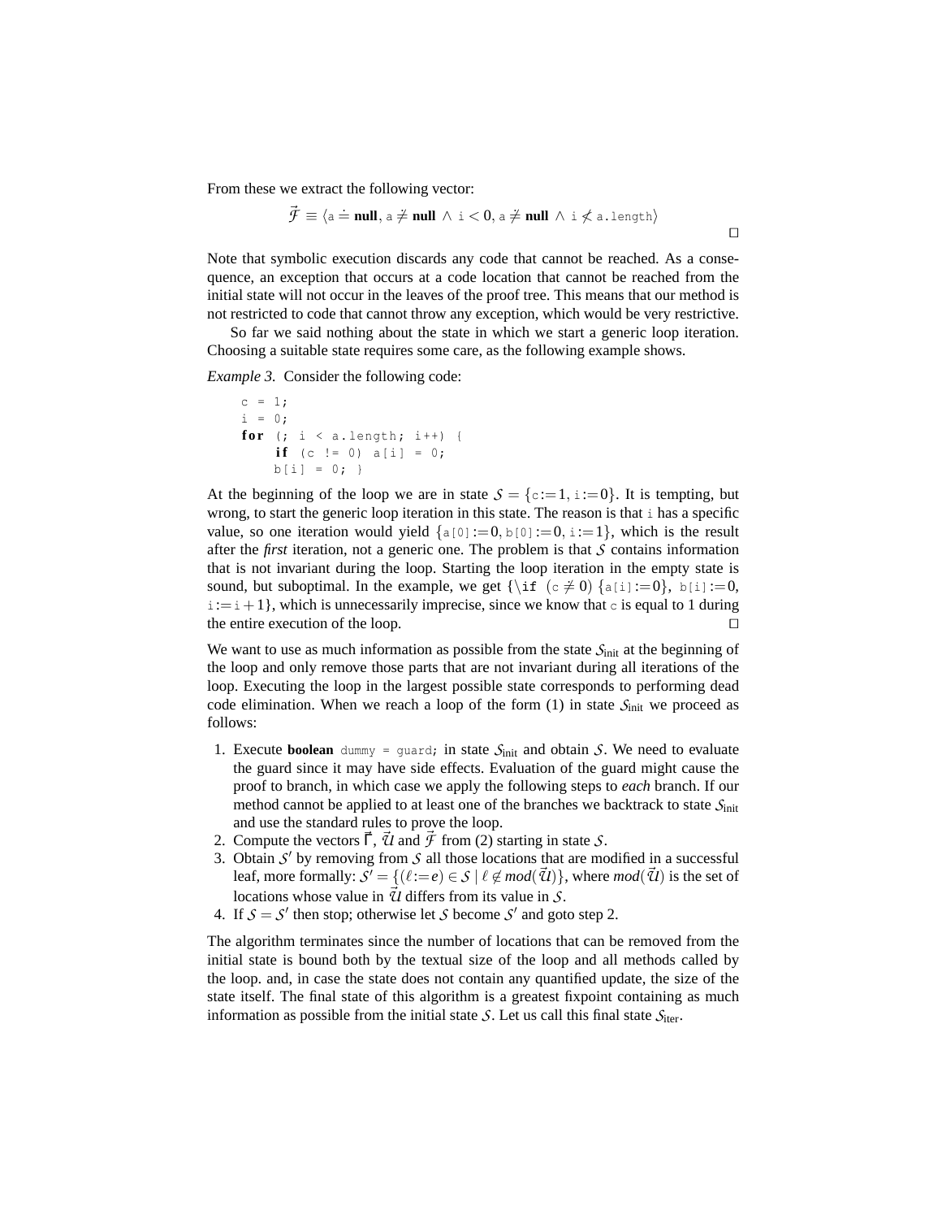From these we extract the following vector:

$$\vec{\mathcal{F}} \equiv \langle \texttt{a} \doteq \textbf{null}, \texttt{a} \not\doteq \textbf{null} \wedge \texttt{i} < 0, \texttt{a} \not\doteq \textbf{null} \wedge \texttt{i} \not< \texttt{a.length} \rangle$$

□

Note that symbolic execution discards any code that cannot be reached. As a consequence, an exception that occurs at a code location that cannot be reached from the initial state will not occur in the leaves of the proof tree. This means that our method is not restricted to code that cannot throw any exception, which would be very restrictive.

So far we said nothing about the state in which we start a generic loop iteration. Choosing a suitable state requires some care, as the following example shows.

*Example 3.* Consider the following code:

```
c = 1;
i = 0;
for (; i < a.length; i++) {
    if (c != 0) a[i] = 0;
    b[i] = 0; }
```

At the beginning of the loop we are in state $\mathcal{S} = \{\texttt{c}:=1, \texttt{i}:=0\}$. It is tempting, but wrong, to start the generic loop iteration in this state. The reason is that `i` has a specific value, so one iteration would yield $\{\texttt{a[0]}:=0, \texttt{b[0]}:=0, \texttt{i}:=1\}$, which is the result after the *first* iteration, not a generic one. The problem is that $\mathcal{S}$ contains information that is not invariant during the loop. Starting the loop iteration in the empty state is sound, but suboptimal. In the example, we get $\{\backslash\texttt{if}\ (\texttt{c} \neq 0)\ \{\texttt{a[i]}:=0\}, \texttt{b[i]}:=0, \texttt{i}:=\texttt{i}+1\}$, which is unnecessarily imprecise, since we know that `c` is equal to 1 during the entire execution of the loop. □

We want to use as much information as possible from the state $\mathcal{S}_{\text{init}}$ at the beginning of the loop and only remove those parts that are not invariant during all iterations of the loop. Executing the loop in the largest possible state corresponds to performing dead code elimination. When we reach a loop of the form (1) in state $\mathcal{S}_{\text{init}}$ we proceed as follows:

1. Execute **boolean** `dummy = guard;` in state $\mathcal{S}_{\text{init}}$ and obtain $\mathcal{S}$. We need to evaluate the guard since it may have side effects. Evaluation of the guard might cause the proof to branch, in which case we apply the following steps to *each* branch. If our method cannot be applied to at least one of the branches we backtrack to state $\mathcal{S}_{\text{init}}$ and use the standard rules to prove the loop.
2. Compute the vectors $\vec{\Gamma}$, $\vec{\mathcal{U}}$ and $\vec{\mathcal{F}}$ from (2) starting in state $\mathcal{S}$.
3. Obtain $\mathcal{S}'$ by removing from $\mathcal{S}$ all those locations that are modified in a successful leaf, more formally: $\mathcal{S}' = \{(\ell:=e) \in \mathcal{S} \mid \ell \notin mod(\vec{\mathcal{U}})\}$, where $mod(\vec{\mathcal{U}})$ is the set of locations whose value in $\vec{\mathcal{U}}$ differs from its value in $\mathcal{S}$.
4. If $\mathcal{S} = \mathcal{S}'$ then stop; otherwise let $\mathcal{S}$ become $\mathcal{S}'$ and goto step 2.

The algorithm terminates since the number of locations that can be removed from the initial state is bound both by the textual size of the loop and all methods called by the loop. and, in case the state does not contain any quantified update, the size of the state itself. The final state of this algorithm is a greatest fixpoint containing as much information as possible from the initial state $\mathcal{S}$. Let us call this final state $\mathcal{S}_{\text{iter}}$.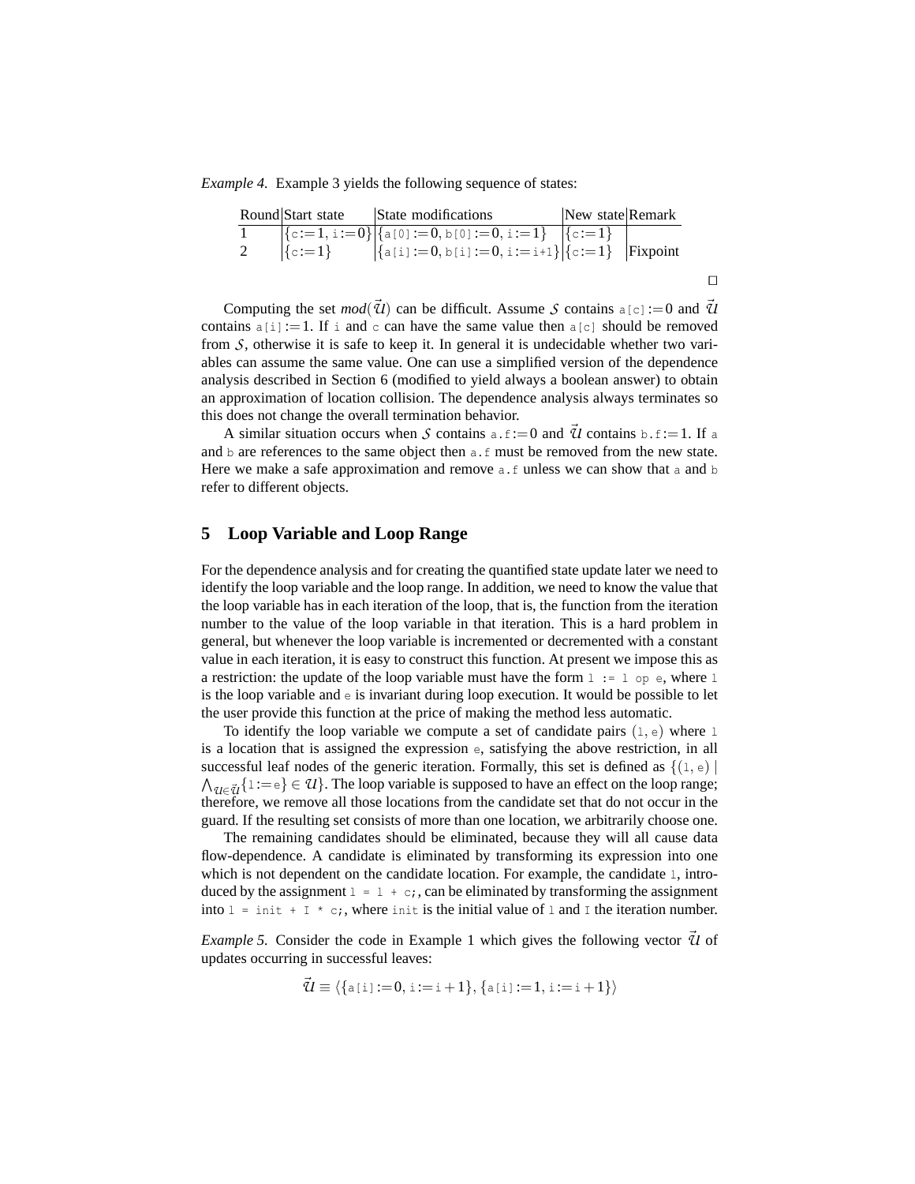*Example 4.* Example 3 yields the following sequence of states:

| Round | Start state | State modifications | New state | Remark |
|---|---|---|---|---|
| 1 | $\{$c$:=1,$ i$:=0\}$ | $\{$a[0]$:=0,$ b[0]$:=0,$ i$:=1\}$ | $\{$c$:=1\}$ | |
| 2 | $\{$c$:=1\}$ | $\{$a[i]$:=0,$ b[i]$:=0,$ i$:=$i+1$\}$ | $\{$c$:=1\}$ | Fixpoint |

□

Computing the set $mod(\vec{\mathcal{U}})$ can be difficult. Assume $\mathcal{S}$ contains a[c]$:=0$ and $\vec{\mathcal{U}}$ contains a[i]$:=1$. If i and c can have the same value then a[c] should be removed from $\mathcal{S}$, otherwise it is safe to keep it. In general it is undecidable whether two variables can assume the same value. One can use a simplified version of the dependence analysis described in Section 6 (modified to yield always a boolean answer) to obtain an approximation of location collision. The dependence analysis always terminates so this does not change the overall termination behavior.

A similar situation occurs when $\mathcal{S}$ contains a.f$:=0$ and $\vec{\mathcal{U}}$ contains b.f$:=1$. If a and b are references to the same object then a.f must be removed from the new state. Here we make a safe approximation and remove a.f unless we can show that a and b refer to different objects.

## 5 Loop Variable and Loop Range

For the dependence analysis and for creating the quantified state update later we need to identify the loop variable and the loop range. In addition, we need to know the value that the loop variable has in each iteration of the loop, that is, the function from the iteration number to the value of the loop variable in that iteration. This is a hard problem in general, but whenever the loop variable is incremented or decremented with a constant value in each iteration, it is easy to construct this function. At present we impose this as a restriction: the update of the loop variable must have the form `l := l op e`, where l is the loop variable and e is invariant during loop execution. It would be possible to let the user provide this function at the price of making the method less automatic.

To identify the loop variable we compute a set of candidate pairs (l, e) where l is a location that is assigned the expression e, satisfying the above restriction, in all successful leaf nodes of the generic iteration. Formally, this set is defined as $\{($l, e$) \mid \bigwedge_{\mathcal{U}\in\vec{\mathcal{U}}}\{$l$:=$e$\} \in \mathcal{U}\}$. The loop variable is supposed to have an effect on the loop range; therefore, we remove all those locations from the candidate set that do not occur in the guard. If the resulting set consists of more than one location, we arbitrarily choose one.

The remaining candidates should be eliminated, because they will all cause data flow-dependence. A candidate is eliminated by transforming its expression into one which is not dependent on the candidate location. For example, the candidate l, introduced by the assignment `l = l + c;`, can be eliminated by transforming the assignment into `l = init + I * c;`, where init is the initial value of l and I the iteration number.

*Example 5.* Consider the code in Example 1 which gives the following vector $\vec{\mathcal{U}}$ of updates occurring in successful leaves:

$$\vec{\mathcal{U}} \equiv \langle\{\texttt{a[i]}:=0, \texttt{i}:=\texttt{i}+1\}, \{\texttt{a[i]}:=1, \texttt{i}:=\texttt{i}+1\}\rangle$$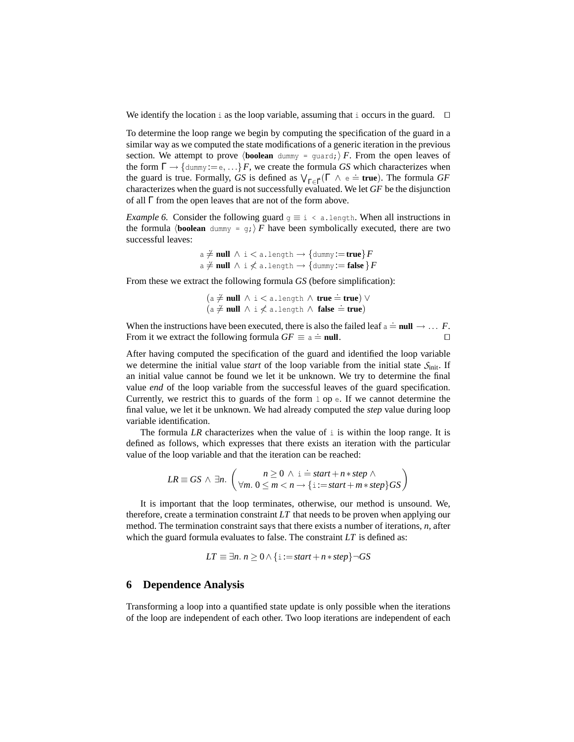We identify the location i as the loop variable, assuming that i occurs in the guard. □

To determine the loop range we begin by computing the specification of the guard in a similar way as we computed the state modifications of a generic iteration in the previous section. We attempt to prove $\langle$**boolean** dummy = guard;$\rangle\, F$. From the open leaves of the form $\Gamma \rightarrow \{\texttt{dummy}:=\texttt{e}, \ldots\} F$, we create the formula *GS* which characterizes when the guard is true. Formally, *GS* is defined as $\bigvee_{\Gamma \in \bar{\Gamma}} (\Gamma \wedge \texttt{e} \doteq \textbf{true})$. The formula *GF* characterizes when the guard is not successfully evaluated. We let *GF* be the disjunction of all $\Gamma$ from the open leaves that are not of the form above.

*Example 6.* Consider the following guard $\texttt{g} \equiv$ i < a.length. When all instructions in the formula $\langle$**boolean** dummy = g;$\rangle\, F$ have been symbolically executed, there are two successful leaves:

$$\texttt{a} \not\doteq \textbf{null} \wedge \texttt{i} < \texttt{a.length} \rightarrow \{\texttt{dummy} := \textbf{true}\} F$$
$$\texttt{a} \not\doteq \textbf{null} \wedge \texttt{i} \not< \texttt{a.length} \rightarrow \{\texttt{dummy} := \textbf{false}\} F$$

From these we extract the following formula *GS* (before simplification):

$$(\texttt{a} \not\doteq \textbf{null} \wedge \texttt{i} < \texttt{a.length} \wedge \textbf{true} \doteq \textbf{true}) \vee$$
$$(\texttt{a} \not\doteq \textbf{null} \wedge \texttt{i} \not< \texttt{a.length} \wedge \textbf{false} \doteq \textbf{true})$$

When the instructions have been executed, there is also the failed leaf $\texttt{a} \doteq \textbf{null} \rightarrow \ldots\ F$. From it we extract the following formula $GF \equiv \texttt{a} \doteq \textbf{null}$. □

After having computed the specification of the guard and identified the loop variable we determine the initial value *start* of the loop variable from the initial state $\mathcal{S}_{\text{init}}$. If an initial value cannot be found we let it be unknown. We try to determine the final value *end* of the loop variable from the successful leaves of the guard specification. Currently, we restrict this to guards of the form l op e. If we cannot determine the final value, we let it be unknown. We had already computed the *step* value during loop variable identification.

The formula *LR* characterizes when the value of i is within the loop range. It is defined as follows, which expresses that there exists an iteration with the particular value of the loop variable and that the iteration can be reached:

$$LR \equiv GS \wedge \exists n.\ \begin{pmatrix} n \geq 0 \wedge \texttt{i} \doteq start + n * step \wedge \\ \forall m.\ 0 \leq m < n \rightarrow \{\texttt{i} := start + m * step\} GS \end{pmatrix}$$

It is important that the loop terminates, otherwise, our method is unsound. We, therefore, create a termination constraint *LT* that needs to be proven when applying our method. The termination constraint says that there exists a number of iterations, *n*, after which the guard formula evaluates to false. The constraint *LT* is defined as:

$$LT \equiv \exists n.\ n \geq 0 \wedge \{\texttt{i} := start + n * step\} \neg GS$$

## 6 Dependence Analysis

Transforming a loop into a quantified state update is only possible when the iterations of the loop are independent of each other. Two loop iterations are independent of each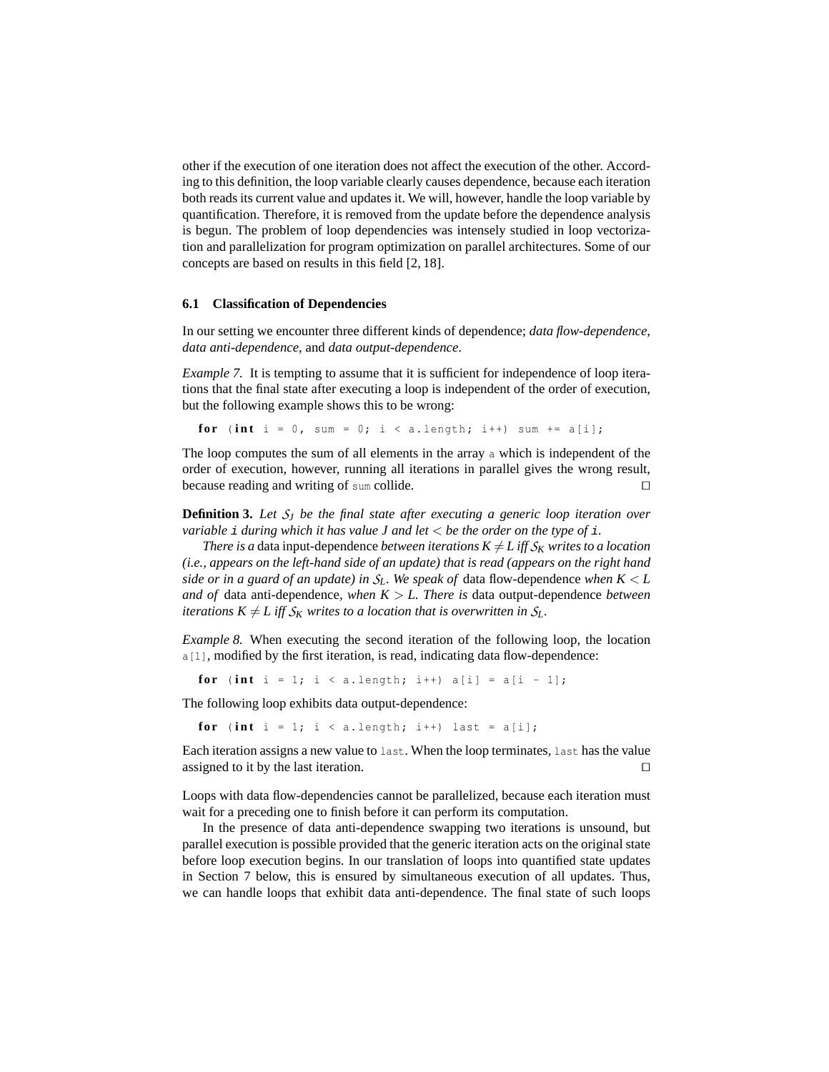other if the execution of one iteration does not affect the execution of the other. According to this definition, the loop variable clearly causes dependence, because each iteration both reads its current value and updates it. We will, however, handle the loop variable by quantification. Therefore, it is removed from the update before the dependence analysis is begun. The problem of loop dependencies was intensely studied in loop vectorization and parallelization for program optimization on parallel architectures. Some of our concepts are based on results in this field [2, 18].

### 6.1 Classification of Dependencies

In our setting we encounter three different kinds of dependence; *data flow-dependence*, *data anti-dependence*, and *data output-dependence*.

*Example 7.* It is tempting to assume that it is sufficient for independence of loop iterations that the final state after executing a loop is independent of the order of execution, but the following example shows this to be wrong:

```
for (int i = 0, sum = 0; i < a.length; i++) sum += a[i];
```

The loop computes the sum of all elements in the array `a` which is independent of the order of execution, however, running all iterations in parallel gives the wrong result, because reading and writing of `sum` collide. □

**Definition 3.** *Let $\mathcal{S}_J$ be the final state after executing a generic loop iteration over variable* `i` *during which it has value $J$ and let $<$ be the order on the type of* `i`*.*

*There is a* data input-dependence *between iterations $K \neq L$ iff $\mathcal{S}_K$ writes to a location (i.e., appears on the left-hand side of an update) that is read (appears on the right hand side or in a guard of an update) in $\mathcal{S}_L$. We speak of* data flow-dependence *when $K < L$ and of* data anti-dependence*, when $K > L$. There is* data output-dependence *between iterations $K \neq L$ iff $\mathcal{S}_K$ writes to a location that is overwritten in $\mathcal{S}_L$.*

*Example 8.* When executing the second iteration of the following loop, the location `a[1]`, modified by the first iteration, is read, indicating data flow-dependence:

```
for (int i = 1; i < a.length; i++) a[i] = a[i - 1];
```

The following loop exhibits data output-dependence:

```
for (int i = 1; i < a.length; i++) last = a[i];
```

Each iteration assigns a new value to `last`. When the loop terminates, `last` has the value assigned to it by the last iteration. □

Loops with data flow-dependencies cannot be parallelized, because each iteration must wait for a preceding one to finish before it can perform its computation.

In the presence of data anti-dependence swapping two iterations is unsound, but parallel execution is possible provided that the generic iteration acts on the original state before loop execution begins. In our translation of loops into quantified state updates in Section 7 below, this is ensured by simultaneous execution of all updates. Thus, we can handle loops that exhibit data anti-dependence. The final state of such loops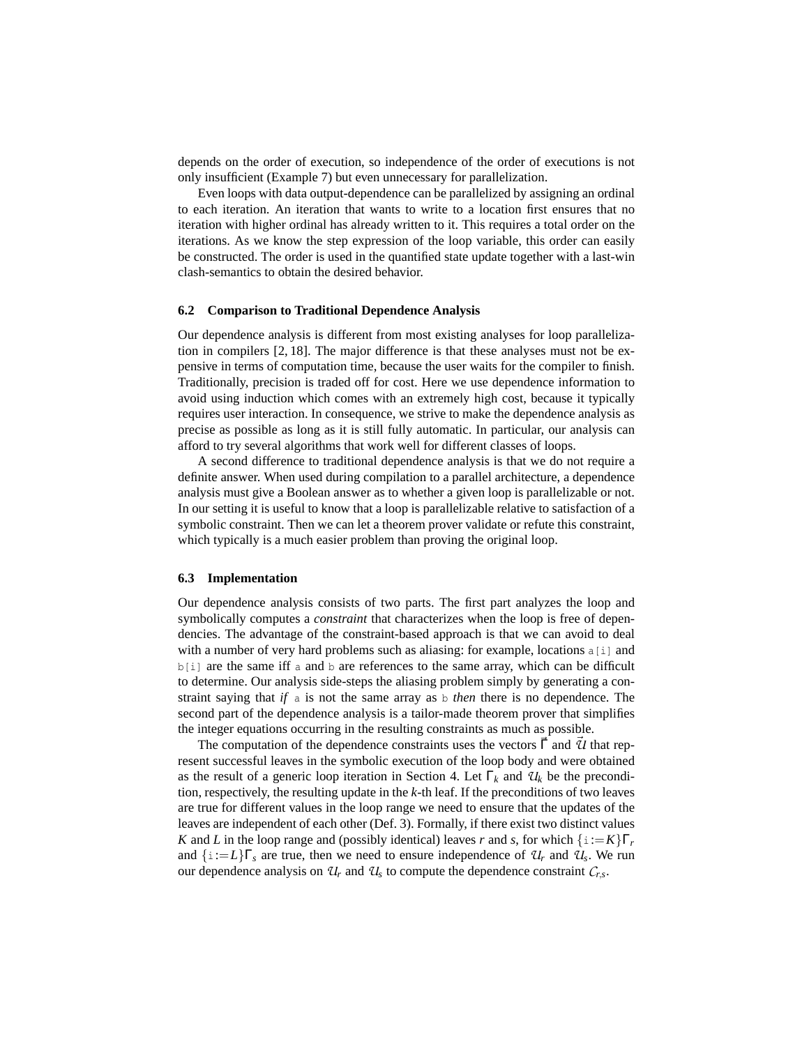depends on the order of execution, so independence of the order of executions is not only insufficient (Example 7) but even unnecessary for parallelization.

Even loops with data output-dependence can be parallelized by assigning an ordinal to each iteration. An iteration that wants to write to a location first ensures that no iteration with higher ordinal has already written to it. This requires a total order on the iterations. As we know the step expression of the loop variable, this order can easily be constructed. The order is used in the quantified state update together with a last-win clash-semantics to obtain the desired behavior.

### 6.2 Comparison to Traditional Dependence Analysis

Our dependence analysis is different from most existing analyses for loop parallelization in compilers [2, 18]. The major difference is that these analyses must not be expensive in terms of computation time, because the user waits for the compiler to finish. Traditionally, precision is traded off for cost. Here we use dependence information to avoid using induction which comes with an extremely high cost, because it typically requires user interaction. In consequence, we strive to make the dependence analysis as precise as possible as long as it is still fully automatic. In particular, our analysis can afford to try several algorithms that work well for different classes of loops.

A second difference to traditional dependence analysis is that we do not require a definite answer. When used during compilation to a parallel architecture, a dependence analysis must give a Boolean answer as to whether a given loop is parallelizable or not. In our setting it is useful to know that a loop is parallelizable relative to satisfaction of a symbolic constraint. Then we can let a theorem prover validate or refute this constraint, which typically is a much easier problem than proving the original loop.

### 6.3 Implementation

Our dependence analysis consists of two parts. The first part analyzes the loop and symbolically computes a *constraint* that characterizes when the loop is free of dependencies. The advantage of the constraint-based approach is that we can avoid to deal with a number of very hard problems such as aliasing: for example, locations `a[i]` and `b[i]` are the same iff `a` and `b` are references to the same array, which can be difficult to determine. Our analysis side-steps the aliasing problem simply by generating a constraint saying that *if* `a` is not the same array as `b` *then* there is no dependence. The second part of the dependence analysis is a tailor-made theorem prover that simplifies the integer equations occurring in the resulting constraints as much as possible.

The computation of the dependence constraints uses the vectors $\vec{\Gamma}$ and $\vec{\mathcal{U}}$ that represent successful leaves in the symbolic execution of the loop body and were obtained as the result of a generic loop iteration in Section 4. Let $\Gamma_k$ and $\mathcal{U}_k$ be the precondition, respectively, the resulting update in the $k$-th leaf. If the preconditions of two leaves are true for different values in the loop range we need to ensure that the updates of the leaves are independent of each other (Def. 3). Formally, if there exist two distinct values $K$ and $L$ in the loop range and (possibly identical) leaves $r$ and $s$, for which $\{\mathtt{i} := K\}\Gamma_r$ and $\{\mathtt{i} := L\}\Gamma_s$ are true, then we need to ensure independence of $\mathcal{U}_r$ and $\mathcal{U}_s$. We run our dependence analysis on $\mathcal{U}_r$ and $\mathcal{U}_s$ to compute the dependence constraint $\mathcal{C}_{r,s}$.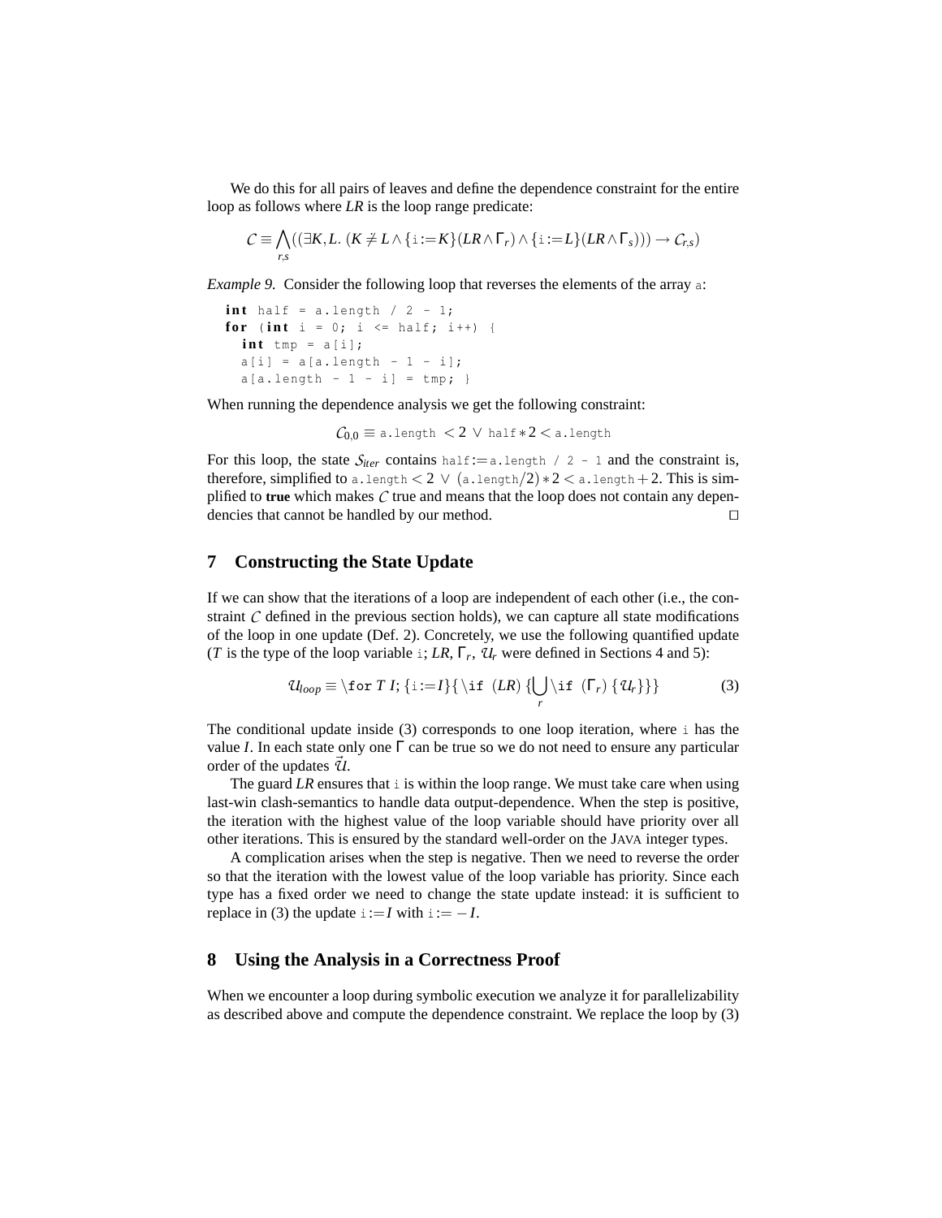We do this for all pairs of leaves and define the dependence constraint for the entire loop as follows where *LR* is the loop range predicate:

$$\mathcal{C} \equiv \bigwedge_{r,s} ((\exists K, L.\ (K \not\doteq L \wedge \{\mathtt{i} := K\}(LR \wedge \Gamma_r) \wedge \{\mathtt{i} := L\}(LR \wedge \Gamma_s))) \rightarrow \mathcal{C}_{r,s})$$

*Example 9.* Consider the following loop that reverses the elements of the array `a`:

```
int half = a.length / 2 - 1;
for (int i = 0; i <= half; i++) {
  int tmp = a[i];
  a[i] = a[a.length - 1 - i];
  a[a.length - 1 - i] = tmp; }
```

When running the dependence analysis we get the following constraint:

$$\mathcal{C}_{0,0} \equiv \mathtt{a.length} < 2 \vee \mathtt{half} * 2 < \mathtt{a.length}$$

For this loop, the state $\mathcal{S}_{iter}$ contains `half`$:=$`a.length / 2 - 1` and the constraint is, therefore, simplified to `a.length` $< 2 \vee (\mathtt{a.length}/2) * 2 < \mathtt{a.length} + 2$. This is simplified to **true** which makes $\mathcal{C}$ true and means that the loop does not contain any dependencies that cannot be handled by our method. □

## 7 Constructing the State Update

If we can show that the iterations of a loop are independent of each other (i.e., the constraint $\mathcal{C}$ defined in the previous section holds), we can capture all state modifications of the loop in one update (Def. 2). Concretely, we use the following quantified update ($T$ is the type of the loop variable `i`; *LR*, $\Gamma_r$, $\mathcal{U}_r$ were defined in Sections 4 and 5):

$$\mathcal{U}_{loop} \equiv \backslash\mathtt{for}\ T\ I; \{\mathtt{i} := I\}\{\backslash\mathtt{if}\ (LR)\ \{\bigcup_r \backslash\mathtt{if}\ (\Gamma_r)\ \{\mathcal{U}_r\}\}\} \tag{3}$$

The conditional update inside (3) corresponds to one loop iteration, where `i` has the value $I$. In each state only one $\Gamma$ can be true so we do not need to ensure any particular order of the updates $\vec{\mathcal{U}}$.

The guard *LR* ensures that `i` is within the loop range. We must take care when using last-win clash-semantics to handle data output-dependence. When the step is positive, the iteration with the highest value of the loop variable should have priority over all other iterations. This is ensured by the standard well-order on the JAVA integer types.

A complication arises when the step is negative. Then we need to reverse the order so that the iteration with the lowest value of the loop variable has priority. Since each type has a fixed order we need to change the state update instead: it is sufficient to replace in (3) the update $\mathtt{i} := I$ with $\mathtt{i} := -I$.

## 8 Using the Analysis in a Correctness Proof

When we encounter a loop during symbolic execution we analyze it for parallelizability as described above and compute the dependence constraint. We replace the loop by (3)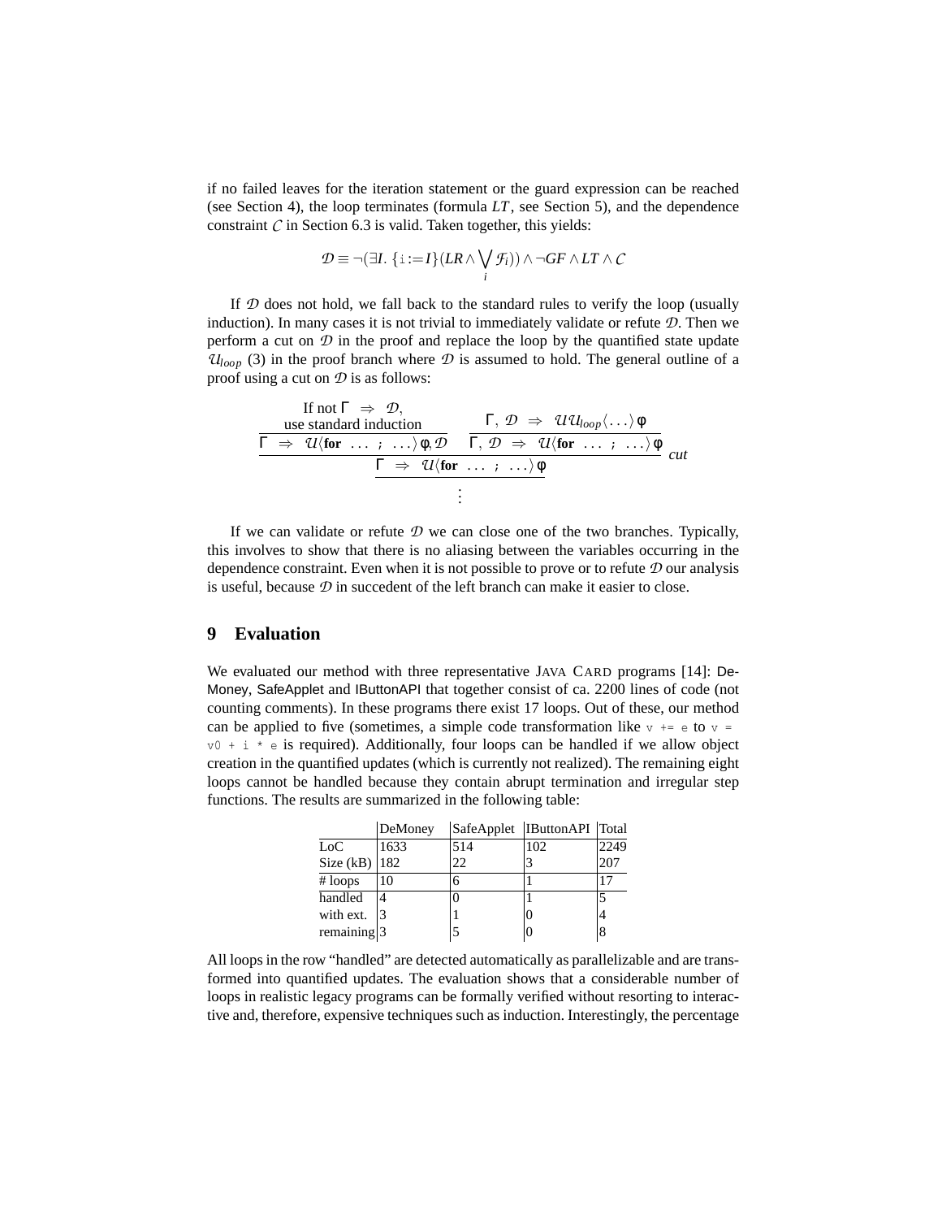if no failed leaves for the iteration statement or the guard expression can be reached (see Section 4), the loop terminates (formula $LT$, see Section 5), and the dependence constraint $\mathcal{C}$ in Section 6.3 is valid. Taken together, this yields:

$$\mathcal{D} \equiv \neg(\exists I.\ \{\mathtt{i} := I\}(LR \wedge \bigvee_i \mathcal{F}_i)) \wedge \neg GF \wedge LT \wedge \mathcal{C}$$

If $\mathcal{D}$ does not hold, we fall back to the standard rules to verify the loop (usually induction). In many cases it is not trivial to immediately validate or refute $\mathcal{D}$. Then we perform a cut on $\mathcal{D}$ in the proof and replace the loop by the quantified state update $\mathcal{U}_{loop}$ (3) in the proof branch where $\mathcal{D}$ is assumed to hold. The general outline of a proof using a cut on $\mathcal{D}$ is as follows:

$$\cfrac{\cfrac{\begin{array}{c}\text{If not } \Gamma \Rightarrow \mathcal{D},\\ \text{use standard induction}\end{array}}{\Gamma \Rightarrow \mathcal{U}\langle \mathbf{for}\ \ldots\ ;\ \ldots\rangle \phi, \mathcal{D}} \qquad \cfrac{\Gamma,\ \mathcal{D} \Rightarrow \mathcal{U}\mathcal{U}_{loop}\langle \ldots \rangle \phi}{\Gamma,\ \mathcal{D} \Rightarrow \mathcal{U}\langle \mathbf{for}\ \ldots\ ;\ \ldots\rangle \phi}}{\cfrac{\Gamma \Rightarrow \mathcal{U}\langle \mathbf{for}\ \ldots\ ;\ \ldots\rangle \phi}{\vdots}}\ cut$$

If we can validate or refute $\mathcal{D}$ we can close one of the two branches. Typically, this involves to show that there is no aliasing between the variables occurring in the dependence constraint. Even when it is not possible to prove or to refute $\mathcal{D}$ our analysis is useful, because $\mathcal{D}$ in succedent of the left branch can make it easier to close.

## 9 Evaluation

We evaluated our method with three representative JAVA CARD programs [14]: DeMoney, SafeApplet and IButtonAPI that together consist of ca. 2200 lines of code (not counting comments). In these programs there exist 17 loops. Out of these, our method can be applied to five (sometimes, a simple code transformation like `v += e` to `v = v0 + i * e` is required). Additionally, four loops can be handled if we allow object creation in the quantified updates (which is currently not realized). The remaining eight loops cannot be handled because they contain abrupt termination and irregular step functions. The results are summarized in the following table:

| | DeMoney | SafeApplet | IButtonAPI | Total |
|---|---|---|---|---|
| LoC | 1633 | 514 | 102 | 2249 |
| Size (kB) | 182 | 22 | 3 | 207 |
| # loops | 10 | 6 | 1 | 17 |
| handled | 4 | 0 | 1 | 5 |
| with ext. | 3 | 1 | 0 | 4 |
| remaining | 3 | 5 | 0 | 8 |

All loops in the row "handled" are detected automatically as parallelizable and are transformed into quantified updates. The evaluation shows that a considerable number of loops in realistic legacy programs can be formally verified without resorting to interactive and, therefore, expensive techniques such as induction. Interestingly, the percentage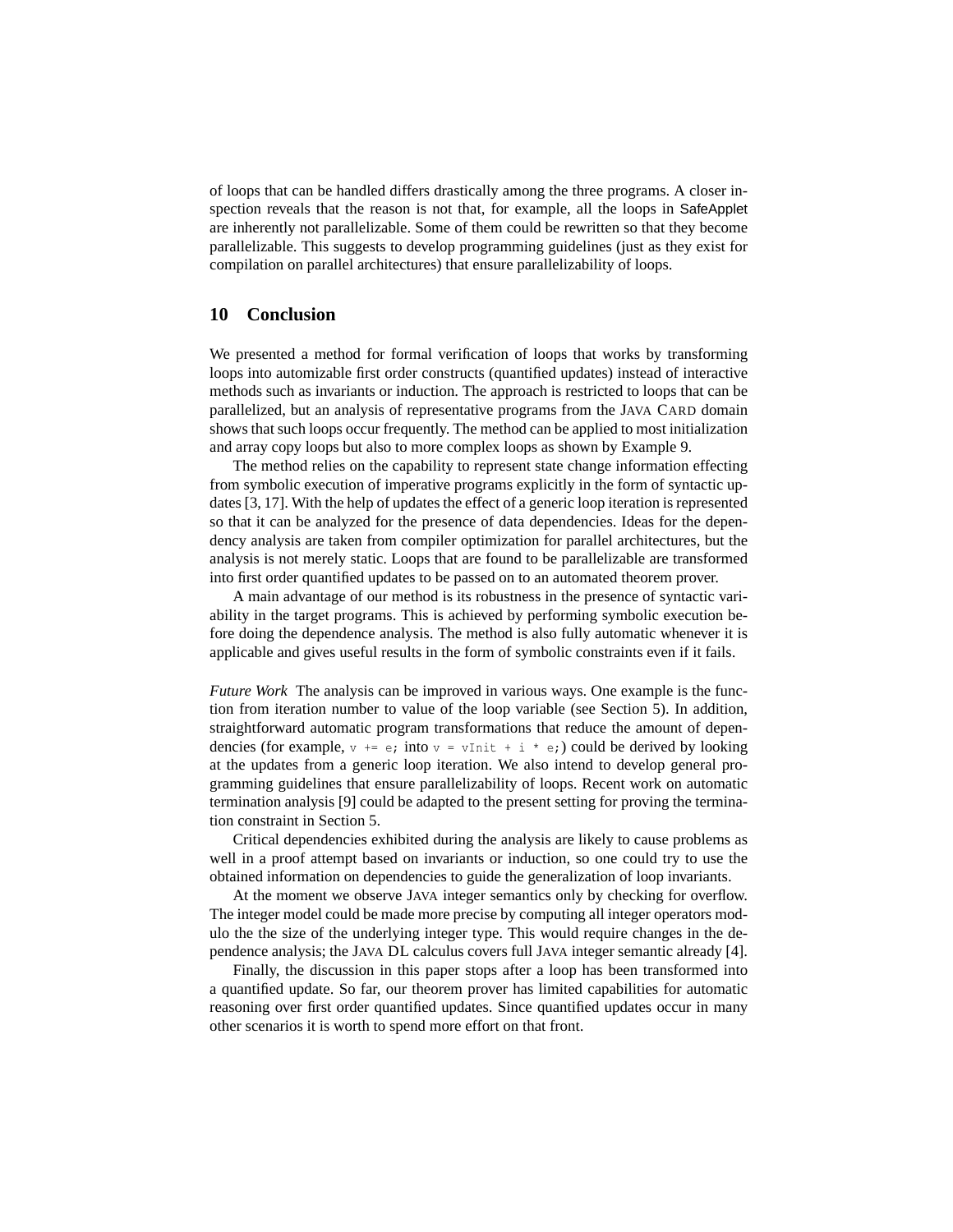of loops that can be handled differs drastically among the three programs. A closer inspection reveals that the reason is not that, for example, all the loops in SafeApplet are inherently not parallelizable. Some of them could be rewritten so that they become parallelizable. This suggests to develop programming guidelines (just as they exist for compilation on parallel architectures) that ensure parallelizability of loops.

## 10 Conclusion

We presented a method for formal verification of loops that works by transforming loops into automizable first order constructs (quantified updates) instead of interactive methods such as invariants or induction. The approach is restricted to loops that can be parallelized, but an analysis of representative programs from the JAVA CARD domain shows that such loops occur frequently. The method can be applied to most initialization and array copy loops but also to more complex loops as shown by Example 9.

The method relies on the capability to represent state change information effecting from symbolic execution of imperative programs explicitly in the form of syntactic updates [3, 17]. With the help of updates the effect of a generic loop iteration is represented so that it can be analyzed for the presence of data dependencies. Ideas for the dependency analysis are taken from compiler optimization for parallel architectures, but the analysis is not merely static. Loops that are found to be parallelizable are transformed into first order quantified updates to be passed on to an automated theorem prover.

A main advantage of our method is its robustness in the presence of syntactic variability in the target programs. This is achieved by performing symbolic execution before doing the dependence analysis. The method is also fully automatic whenever it is applicable and gives useful results in the form of symbolic constraints even if it fails.

*Future Work* The analysis can be improved in various ways. One example is the function from iteration number to value of the loop variable (see Section 5). In addition, straightforward automatic program transformations that reduce the amount of dependencies (for example, `v += e;` into `v = vInit + i * e;`) could be derived by looking at the updates from a generic loop iteration. We also intend to develop general programming guidelines that ensure parallelizability of loops. Recent work on automatic termination analysis [9] could be adapted to the present setting for proving the termination constraint in Section 5.

Critical dependencies exhibited during the analysis are likely to cause problems as well in a proof attempt based on invariants or induction, so one could try to use the obtained information on dependencies to guide the generalization of loop invariants.

At the moment we observe JAVA integer semantics only by checking for overflow. The integer model could be made more precise by computing all integer operators modulo the the size of the underlying integer type. This would require changes in the dependence analysis; the JAVA DL calculus covers full JAVA integer semantic already [4].

Finally, the discussion in this paper stops after a loop has been transformed into a quantified update. So far, our theorem prover has limited capabilities for automatic reasoning over first order quantified updates. Since quantified updates occur in many other scenarios it is worth to spend more effort on that front.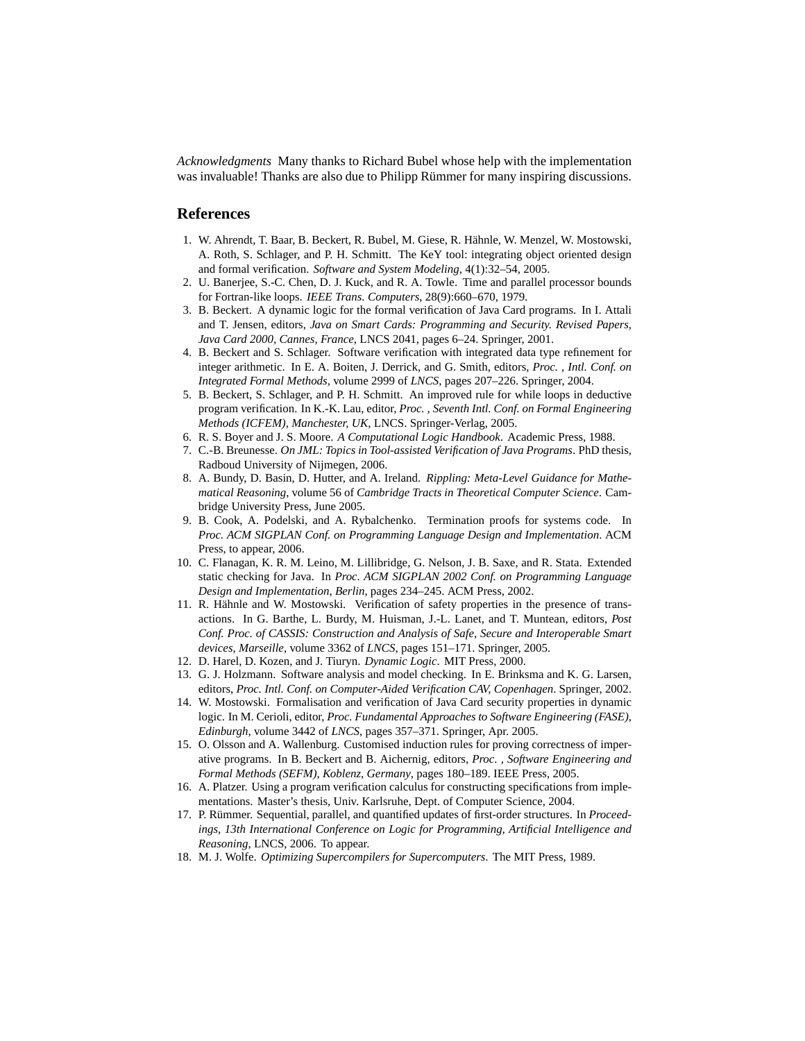*Acknowledgments* Many thanks to Richard Bubel whose help with the implementation was invaluable! Thanks are also due to Philipp Rümmer for many inspiring discussions.

## References

1. W. Ahrendt, T. Baar, B. Beckert, R. Bubel, M. Giese, R. Hähnle, W. Menzel, W. Mostowski, A. Roth, S. Schlager, and P. H. Schmitt. The KeY tool: integrating object oriented design and formal verification. *Software and System Modeling*, 4(1):32–54, 2005.
2. U. Banerjee, S.-C. Chen, D. J. Kuck, and R. A. Towle. Time and parallel processor bounds for Fortran-like loops. *IEEE Trans. Computers*, 28(9):660–670, 1979.
3. B. Beckert. A dynamic logic for the formal verification of Java Card programs. In I. Attali and T. Jensen, editors, *Java on Smart Cards: Programming and Security. Revised Papers, Java Card 2000, Cannes, France*, LNCS 2041, pages 6–24. Springer, 2001.
4. B. Beckert and S. Schlager. Software verification with integrated data type refinement for integer arithmetic. In E. A. Boiten, J. Derrick, and G. Smith, editors, *Proc. , Intl. Conf. on Integrated Formal Methods*, volume 2999 of *LNCS*, pages 207–226. Springer, 2004.
5. B. Beckert, S. Schlager, and P. H. Schmitt. An improved rule for while loops in deductive program verification. In K.-K. Lau, editor, *Proc. , Seventh Intl. Conf. on Formal Engineering Methods (ICFEM), Manchester, UK*, LNCS. Springer-Verlag, 2005.
6. R. S. Boyer and J. S. Moore. *A Computational Logic Handbook*. Academic Press, 1988.
7. C.-B. Breunesse. *On JML: Topics in Tool-assisted Verification of Java Programs*. PhD thesis, Radboud University of Nijmegen, 2006.
8. A. Bundy, D. Basin, D. Hutter, and A. Ireland. *Rippling: Meta-Level Guidance for Mathematical Reasoning*, volume 56 of *Cambridge Tracts in Theoretical Computer Science*. Cambridge University Press, June 2005.
9. B. Cook, A. Podelski, and A. Rybalchenko. Termination proofs for systems code. In *Proc. ACM SIGPLAN Conf. on Programming Language Design and Implementation*. ACM Press, to appear, 2006.
10. C. Flanagan, K. R. M. Leino, M. Lillibridge, G. Nelson, J. B. Saxe, and R. Stata. Extended static checking for Java. In *Proc. ACM SIGPLAN 2002 Conf. on Programming Language Design and Implementation, Berlin*, pages 234–245. ACM Press, 2002.
11. R. Hähnle and W. Mostowski. Verification of safety properties in the presence of transactions. In G. Barthe, L. Burdy, M. Huisman, J.-L. Lanet, and T. Muntean, editors, *Post Conf. Proc. of CASSIS: Construction and Analysis of Safe, Secure and Interoperable Smart devices, Marseille*, volume 3362 of *LNCS*, pages 151–171. Springer, 2005.
12. D. Harel, D. Kozen, and J. Tiuryn. *Dynamic Logic*. MIT Press, 2000.
13. G. J. Holzmann. Software analysis and model checking. In E. Brinksma and K. G. Larsen, editors, *Proc. Intl. Conf. on Computer-Aided Verification CAV, Copenhagen*. Springer, 2002.
14. W. Mostowski. Formalisation and verification of Java Card security properties in dynamic logic. In M. Cerioli, editor, *Proc. Fundamental Approaches to Software Engineering (FASE), Edinburgh*, volume 3442 of *LNCS*, pages 357–371. Springer, Apr. 2005.
15. O. Olsson and A. Wallenburg. Customised induction rules for proving correctness of imperative programs. In B. Beckert and B. Aichernig, editors, *Proc. , Software Engineering and Formal Methods (SEFM), Koblenz, Germany*, pages 180–189. IEEE Press, 2005.
16. A. Platzer. Using a program verification calculus for constructing specifications from implementations. Master's thesis, Univ. Karlsruhe, Dept. of Computer Science, 2004.
17. P. Rümmer. Sequential, parallel, and quantified updates of first-order structures. In *Proceedings, 13th International Conference on Logic for Programming, Artificial Intelligence and Reasoning*, LNCS, 2006. To appear.
18. M. J. Wolfe. *Optimizing Supercompilers for Supercomputers*. The MIT Press, 1989.